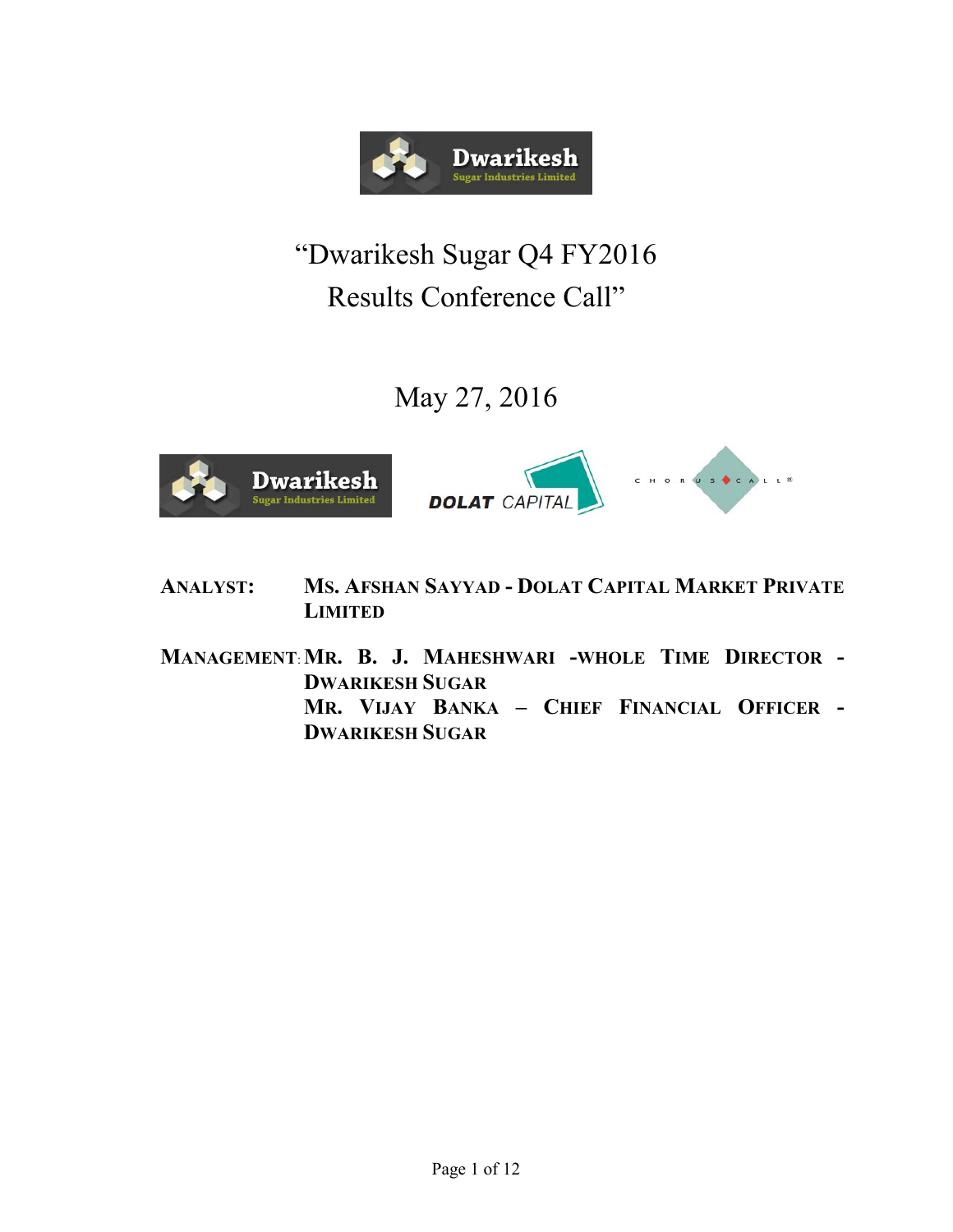# "Dwarikesh Sugar Q4 FY2016 Results Conference Call"

May 27, 2016

**ANALYST:** **MS. AFSHAN SAYYAD - DOLAT CAPITAL MARKET PRIVATE LIMITED**

**MANAGEMENT:** **MR. B. J. MAHESHWARI -WHOLE TIME DIRECTOR - DWARIKESH SUGAR**

**MR. VIJAY BANKA – CHIEF FINANCIAL OFFICER - DWARIKESH SUGAR**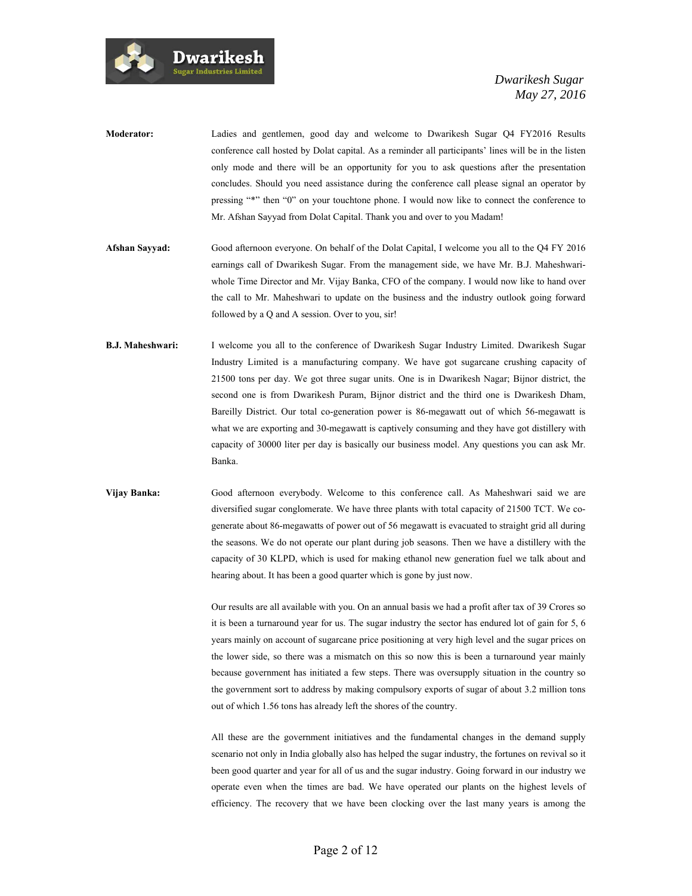**Moderator:** Ladies and gentlemen, good day and welcome to Dwarikesh Sugar Q4 FY2016 Results conference call hosted by Dolat capital. As a reminder all participants' lines will be in the listen only mode and there will be an opportunity for you to ask questions after the presentation concludes. Should you need assistance during the conference call please signal an operator by pressing "*" then "0" on your touchtone phone. I would now like to connect the conference to Mr. Afshan Sayyad from Dolat Capital. Thank you and over to you Madam!

**Afshan Sayyad:** Good afternoon everyone. On behalf of the Dolat Capital, I welcome you all to the Q4 FY 2016 earnings call of Dwarikesh Sugar. From the management side, we have Mr. B.J. Maheshwari-whole Time Director and Mr. Vijay Banka, CFO of the company. I would now like to hand over the call to Mr. Maheshwari to update on the business and the industry outlook going forward followed by a Q and A session. Over to you, sir!

**B.J. Maheshwari:** I welcome you all to the conference of Dwarikesh Sugar Industry Limited. Dwarikesh Sugar Industry Limited is a manufacturing company. We have got sugarcane crushing capacity of 21500 tons per day. We got three sugar units. One is in Dwarikesh Nagar; Bijnor district, the second one is from Dwarikesh Puram, Bijnor district and the third one is Dwarikesh Dham, Bareilly District. Our total co-generation power is 86-megawatt out of which 56-megawatt is what we are exporting and 30-megawatt is captively consuming and they have got distillery with capacity of 30000 liter per day is basically our business model. Any questions you can ask Mr. Banka.

**Vijay Banka:** Good afternoon everybody. Welcome to this conference call. As Maheshwari said we are diversified sugar conglomerate. We have three plants with total capacity of 21500 TCT. We co-generate about 86-megawatts of power out of 56 megawatt is evacuated to straight grid all during the seasons. We do not operate our plant during job seasons. Then we have a distillery with the capacity of 30 KLPD, which is used for making ethanol new generation fuel we talk about and hearing about. It has been a good quarter which is gone by just now.

Our results are all available with you. On an annual basis we had a profit after tax of 39 Crores so it is been a turnaround year for us. The sugar industry the sector has endured lot of gain for 5, 6 years mainly on account of sugarcane price positioning at very high level and the sugar prices on the lower side, so there was a mismatch on this so now this is been a turnaround year mainly because government has initiated a few steps. There was oversupply situation in the country so the government sort to address by making compulsory exports of sugar of about 3.2 million tons out of which 1.56 tons has already left the shores of the country.

All these are the government initiatives and the fundamental changes in the demand supply scenario not only in India globally also has helped the sugar industry, the fortunes on revival so it been good quarter and year for all of us and the sugar industry. Going forward in our industry we operate even when the times are bad. We have operated our plants on the highest levels of efficiency. The recovery that we have been clocking over the last many years is among the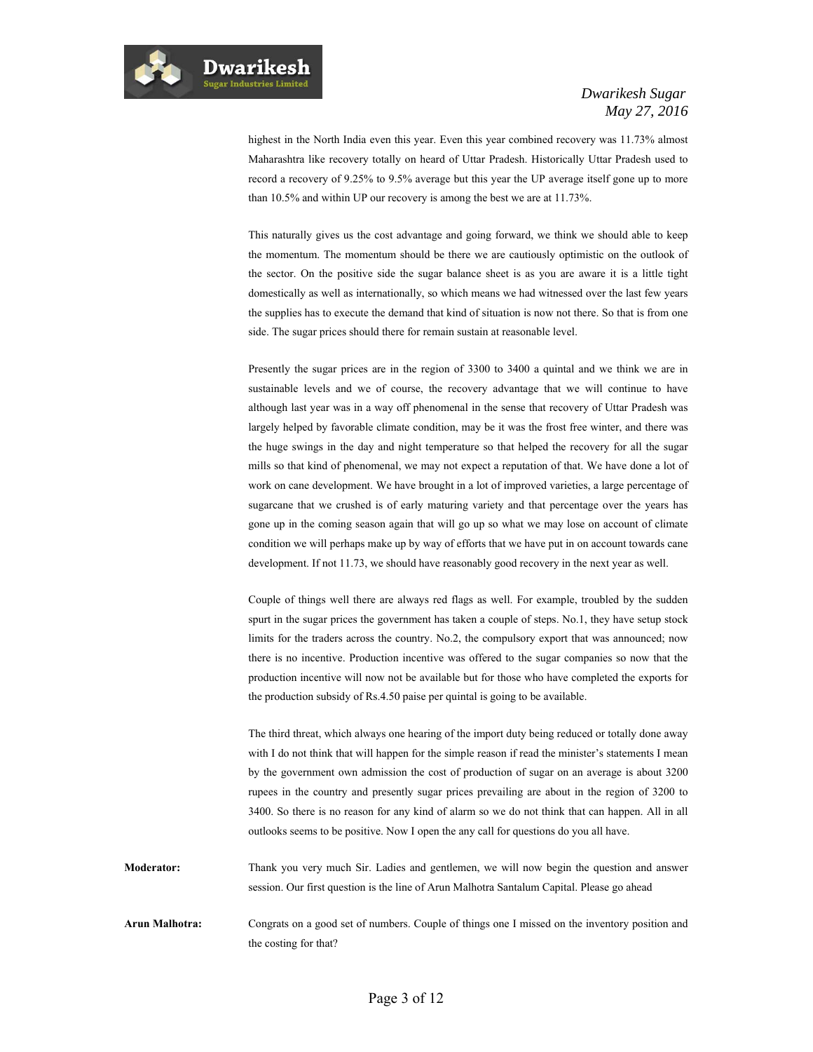highest in the North India even this year. Even this year combined recovery was 11.73% almost Maharashtra like recovery totally on heard of Uttar Pradesh. Historically Uttar Pradesh used to record a recovery of 9.25% to 9.5% average but this year the UP average itself gone up to more than 10.5% and within UP our recovery is among the best we are at 11.73%.

This naturally gives us the cost advantage and going forward, we think we should able to keep the momentum. The momentum should be there we are cautiously optimistic on the outlook of the sector. On the positive side the sugar balance sheet is as you are aware it is a little tight domestically as well as internationally, so which means we had witnessed over the last few years the supplies has to execute the demand that kind of situation is now not there. So that is from one side. The sugar prices should there for remain sustain at reasonable level.

Presently the sugar prices are in the region of 3300 to 3400 a quintal and we think we are in sustainable levels and we of course, the recovery advantage that we will continue to have although last year was in a way off phenomenal in the sense that recovery of Uttar Pradesh was largely helped by favorable climate condition, may be it was the frost free winter, and there was the huge swings in the day and night temperature so that helped the recovery for all the sugar mills so that kind of phenomenal, we may not expect a reputation of that. We have done a lot of work on cane development. We have brought in a lot of improved varieties, a large percentage of sugarcane that we crushed is of early maturing variety and that percentage over the years has gone up in the coming season again that will go up so what we may lose on account of climate condition we will perhaps make up by way of efforts that we have put in on account towards cane development. If not 11.73, we should have reasonably good recovery in the next year as well.

Couple of things well there are always red flags as well. For example, troubled by the sudden spurt in the sugar prices the government has taken a couple of steps. No.1, they have setup stock limits for the traders across the country. No.2, the compulsory export that was announced; now there is no incentive. Production incentive was offered to the sugar companies so now that the production incentive will now not be available but for those who have completed the exports for the production subsidy of Rs.4.50 paise per quintal is going to be available.

The third threat, which always one hearing of the import duty being reduced or totally done away with I do not think that will happen for the simple reason if read the minister's statements I mean by the government own admission the cost of production of sugar on an average is about 3200 rupees in the country and presently sugar prices prevailing are about in the region of 3200 to 3400. So there is no reason for any kind of alarm so we do not think that can happen. All in all outlooks seems to be positive. Now I open the any call for questions do you all have.

**Moderator:** Thank you very much Sir. Ladies and gentlemen, we will now begin the question and answer session. Our first question is the line of Arun Malhotra Santalum Capital. Please go ahead

**Arun Malhotra:** Congrats on a good set of numbers. Couple of things one I missed on the inventory position and the costing for that?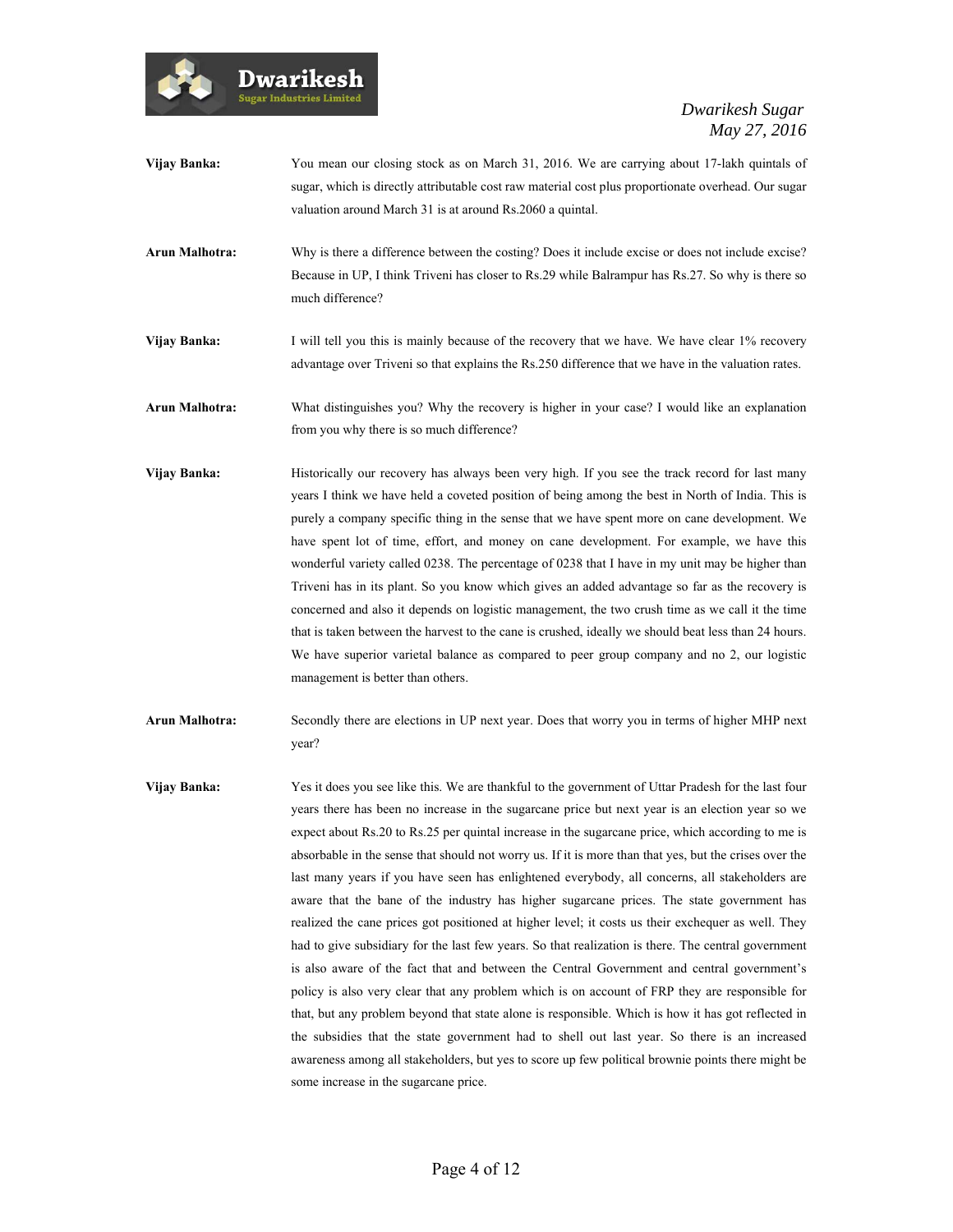**Vijay Banka:** You mean our closing stock as on March 31, 2016. We are carrying about 17-lakh quintals of sugar, which is directly attributable cost raw material cost plus proportionate overhead. Our sugar valuation around March 31 is at around Rs.2060 a quintal.

**Arun Malhotra:** Why is there a difference between the costing? Does it include excise or does not include excise? Because in UP, I think Triveni has closer to Rs.29 while Balrampur has Rs.27. So why is there so much difference?

**Vijay Banka:** I will tell you this is mainly because of the recovery that we have. We have clear 1% recovery advantage over Triveni so that explains the Rs.250 difference that we have in the valuation rates.

**Arun Malhotra:** What distinguishes you? Why the recovery is higher in your case? I would like an explanation from you why there is so much difference?

**Vijay Banka:** Historically our recovery has always been very high. If you see the track record for last many years I think we have held a coveted position of being among the best in North of India. This is purely a company specific thing in the sense that we have spent more on cane development. We have spent lot of time, effort, and money on cane development. For example, we have this wonderful variety called 0238. The percentage of 0238 that I have in my unit may be higher than Triveni has in its plant. So you know which gives an added advantage so far as the recovery is concerned and also it depends on logistic management, the two crush time as we call it the time that is taken between the harvest to the cane is crushed, ideally we should beat less than 24 hours. We have superior varietal balance as compared to peer group company and no 2, our logistic management is better than others.

**Arun Malhotra:** Secondly there are elections in UP next year. Does that worry you in terms of higher MHP next year?

**Vijay Banka:** Yes it does you see like this. We are thankful to the government of Uttar Pradesh for the last four years there has been no increase in the sugarcane price but next year is an election year so we expect about Rs.20 to Rs.25 per quintal increase in the sugarcane price, which according to me is absorbable in the sense that should not worry us. If it is more than that yes, but the crises over the last many years if you have seen has enlightened everybody, all concerns, all stakeholders are aware that the bane of the industry has higher sugarcane prices. The state government has realized the cane prices got positioned at higher level; it costs us their exchequer as well. They had to give subsidiary for the last few years. So that realization is there. The central government is also aware of the fact that and between the Central Government and central government's policy is also very clear that any problem which is on account of FRP they are responsible for that, but any problem beyond that state alone is responsible. Which is how it has got reflected in the subsidies that the state government had to shell out last year. So there is an increased awareness among all stakeholders, but yes to score up few political brownie points there might be some increase in the sugarcane price.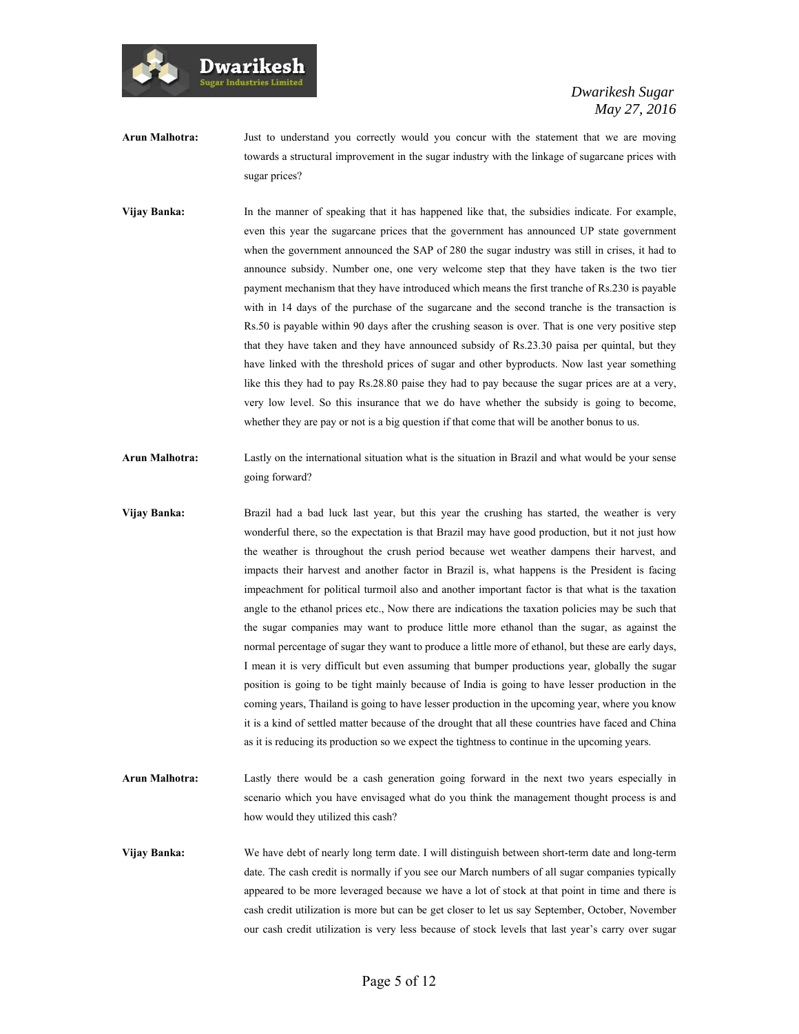**Arun Malhotra:** Just to understand you correctly would you concur with the statement that we are moving towards a structural improvement in the sugar industry with the linkage of sugarcane prices with sugar prices?

**Vijay Banka:** In the manner of speaking that it has happened like that, the subsidies indicate. For example, even this year the sugarcane prices that the government has announced UP state government when the government announced the SAP of 280 the sugar industry was still in crises, it had to announce subsidy. Number one, one very welcome step that they have taken is the two tier payment mechanism that they have introduced which means the first tranche of Rs.230 is payable with in 14 days of the purchase of the sugarcane and the second tranche is the transaction is Rs.50 is payable within 90 days after the crushing season is over. That is one very positive step that they have taken and they have announced subsidy of Rs.23.30 paisa per quintal, but they have linked with the threshold prices of sugar and other byproducts. Now last year something like this they had to pay Rs.28.80 paise they had to pay because the sugar prices are at a very, very low level. So this insurance that we do have whether the subsidy is going to become, whether they are pay or not is a big question if that come that will be another bonus to us.

**Arun Malhotra:** Lastly on the international situation what is the situation in Brazil and what would be your sense going forward?

**Vijay Banka:** Brazil had a bad luck last year, but this year the crushing has started, the weather is very wonderful there, so the expectation is that Brazil may have good production, but it not just how the weather is throughout the crush period because wet weather dampens their harvest, and impacts their harvest and another factor in Brazil is, what happens is the President is facing impeachment for political turmoil also and another important factor is that what is the taxation angle to the ethanol prices etc., Now there are indications the taxation policies may be such that the sugar companies may want to produce little more ethanol than the sugar, as against the normal percentage of sugar they want to produce a little more of ethanol, but these are early days, I mean it is very difficult but even assuming that bumper productions year, globally the sugar position is going to be tight mainly because of India is going to have lesser production in the coming years, Thailand is going to have lesser production in the upcoming year, where you know it is a kind of settled matter because of the drought that all these countries have faced and China as it is reducing its production so we expect the tightness to continue in the upcoming years.

**Arun Malhotra:** Lastly there would be a cash generation going forward in the next two years especially in scenario which you have envisaged what do you think the management thought process is and how would they utilized this cash?

**Vijay Banka:** We have debt of nearly long term date. I will distinguish between short-term date and long-term date. The cash credit is normally if you see our March numbers of all sugar companies typically appeared to be more leveraged because we have a lot of stock at that point in time and there is cash credit utilization is more but can be get closer to let us say September, October, November our cash credit utilization is very less because of stock levels that last year's carry over sugar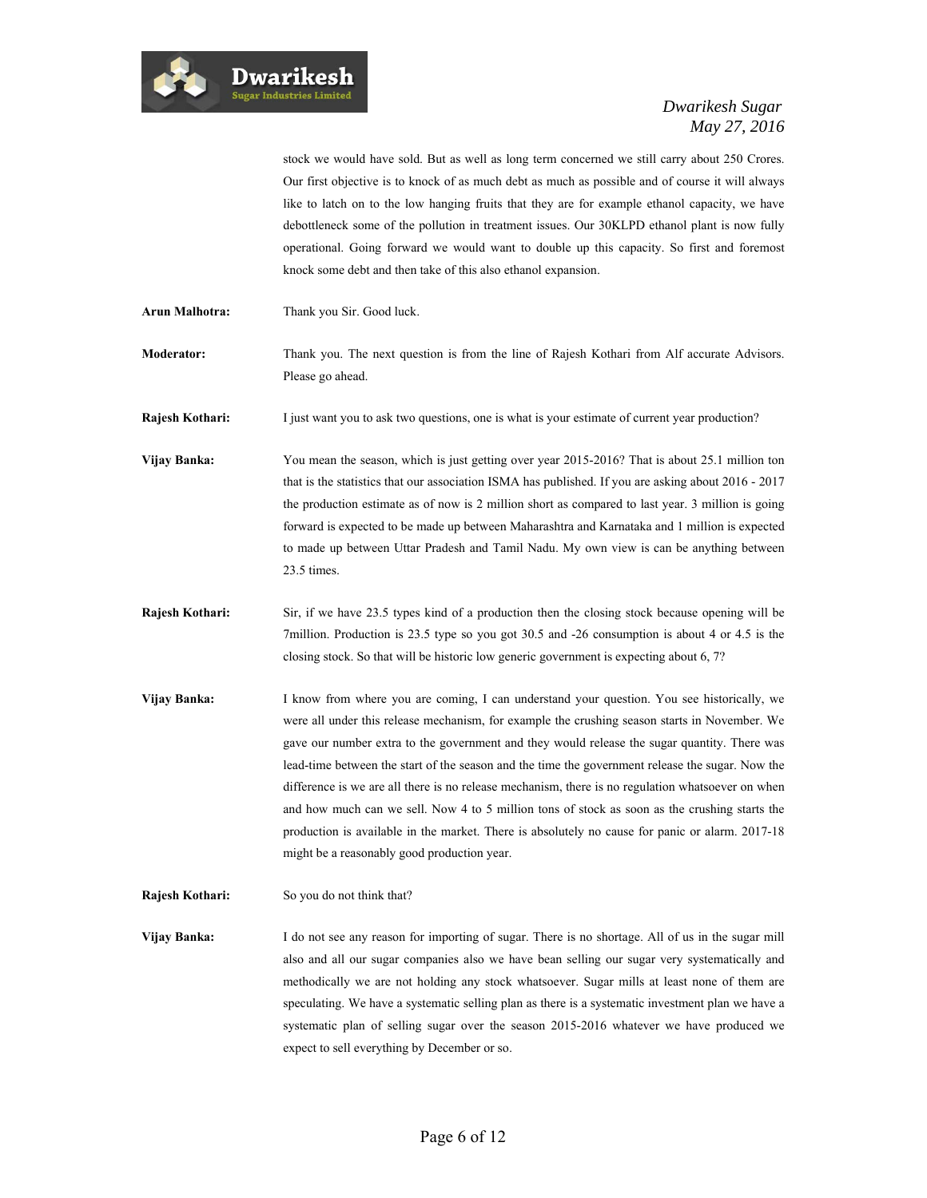stock we would have sold. But as well as long term concerned we still carry about 250 Crores. Our first objective is to knock of as much debt as much as possible and of course it will always like to latch on to the low hanging fruits that they are for example ethanol capacity, we have debottleneck some of the pollution in treatment issues. Our 30KLPD ethanol plant is now fully operational. Going forward we would want to double up this capacity. So first and foremost knock some debt and then take of this also ethanol expansion.

**Arun Malhotra:** Thank you Sir. Good luck.

**Moderator:** Thank you. The next question is from the line of Rajesh Kothari from Alf accurate Advisors. Please go ahead.

**Rajesh Kothari:** I just want you to ask two questions, one is what is your estimate of current year production?

**Vijay Banka:** You mean the season, which is just getting over year 2015-2016? That is about 25.1 million ton that is the statistics that our association ISMA has published. If you are asking about 2016 - 2017 the production estimate as of now is 2 million short as compared to last year. 3 million is going forward is expected to be made up between Maharashtra and Karnataka and 1 million is expected to made up between Uttar Pradesh and Tamil Nadu. My own view is can be anything between 23.5 times.

**Rajesh Kothari:** Sir, if we have 23.5 types kind of a production then the closing stock because opening will be 7million. Production is 23.5 type so you got 30.5 and -26 consumption is about 4 or 4.5 is the closing stock. So that will be historic low generic government is expecting about 6, 7?

**Vijay Banka:** I know from where you are coming, I can understand your question. You see historically, we were all under this release mechanism, for example the crushing season starts in November. We gave our number extra to the government and they would release the sugar quantity. There was lead-time between the start of the season and the time the government release the sugar. Now the difference is we are all there is no release mechanism, there is no regulation whatsoever on when and how much can we sell. Now 4 to 5 million tons of stock as soon as the crushing starts the production is available in the market. There is absolutely no cause for panic or alarm. 2017-18 might be a reasonably good production year.

**Rajesh Kothari:** So you do not think that?

**Vijay Banka:** I do not see any reason for importing of sugar. There is no shortage. All of us in the sugar mill also and all our sugar companies also we have bean selling our sugar very systematically and methodically we are not holding any stock whatsoever. Sugar mills at least none of them are speculating. We have a systematic selling plan as there is a systematic investment plan we have a systematic plan of selling sugar over the season 2015-2016 whatever we have produced we expect to sell everything by December or so.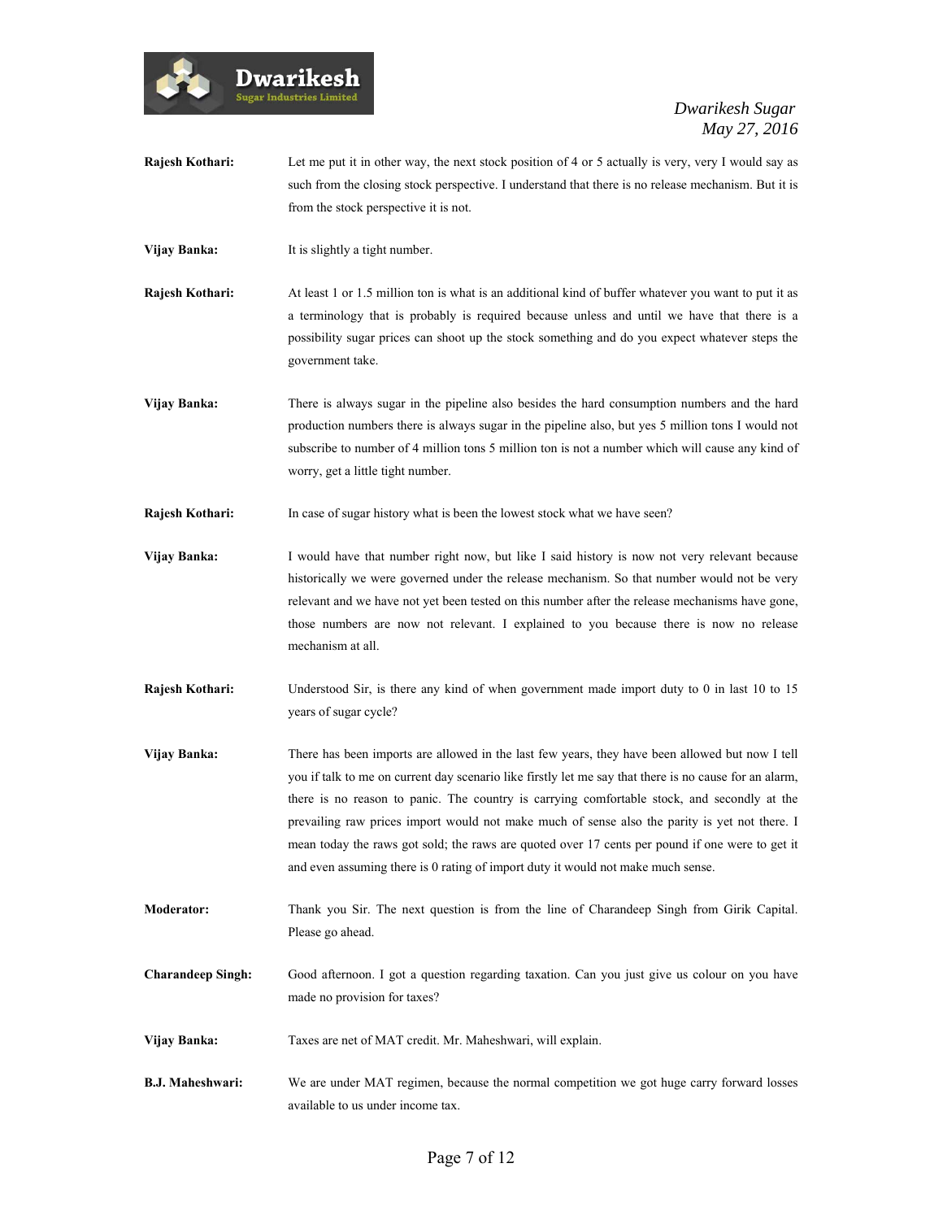**Rajesh Kothari:** Let me put it in other way, the next stock position of 4 or 5 actually is very, very I would say as such from the closing stock perspective. I understand that there is no release mechanism. But it is from the stock perspective it is not.

**Vijay Banka:** It is slightly a tight number.

**Rajesh Kothari:** At least 1 or 1.5 million ton is what is an additional kind of buffer whatever you want to put it as a terminology that is probably is required because unless and until we have that there is a possibility sugar prices can shoot up the stock something and do you expect whatever steps the government take.

**Vijay Banka:** There is always sugar in the pipeline also besides the hard consumption numbers and the hard production numbers there is always sugar in the pipeline also, but yes 5 million tons I would not subscribe to number of 4 million tons 5 million ton is not a number which will cause any kind of worry, get a little tight number.

**Rajesh Kothari:** In case of sugar history what is been the lowest stock what we have seen?

**Vijay Banka:** I would have that number right now, but like I said history is now not very relevant because historically we were governed under the release mechanism. So that number would not be very relevant and we have not yet been tested on this number after the release mechanisms have gone, those numbers are now not relevant. I explained to you because there is now no release mechanism at all.

**Rajesh Kothari:** Understood Sir, is there any kind of when government made import duty to 0 in last 10 to 15 years of sugar cycle?

**Vijay Banka:** There has been imports are allowed in the last few years, they have been allowed but now I tell you if talk to me on current day scenario like firstly let me say that there is no cause for an alarm, there is no reason to panic. The country is carrying comfortable stock, and secondly at the prevailing raw prices import would not make much of sense also the parity is yet not there. I mean today the raws got sold; the raws are quoted over 17 cents per pound if one were to get it and even assuming there is 0 rating of import duty it would not make much sense.

**Moderator:** Thank you Sir. The next question is from the line of Charandeep Singh from Girik Capital. Please go ahead.

**Charandeep Singh:** Good afternoon. I got a question regarding taxation. Can you just give us colour on you have made no provision for taxes?

**Vijay Banka:** Taxes are net of MAT credit. Mr. Maheshwari, will explain.

**B.J. Maheshwari:** We are under MAT regimen, because the normal competition we got huge carry forward losses available to us under income tax.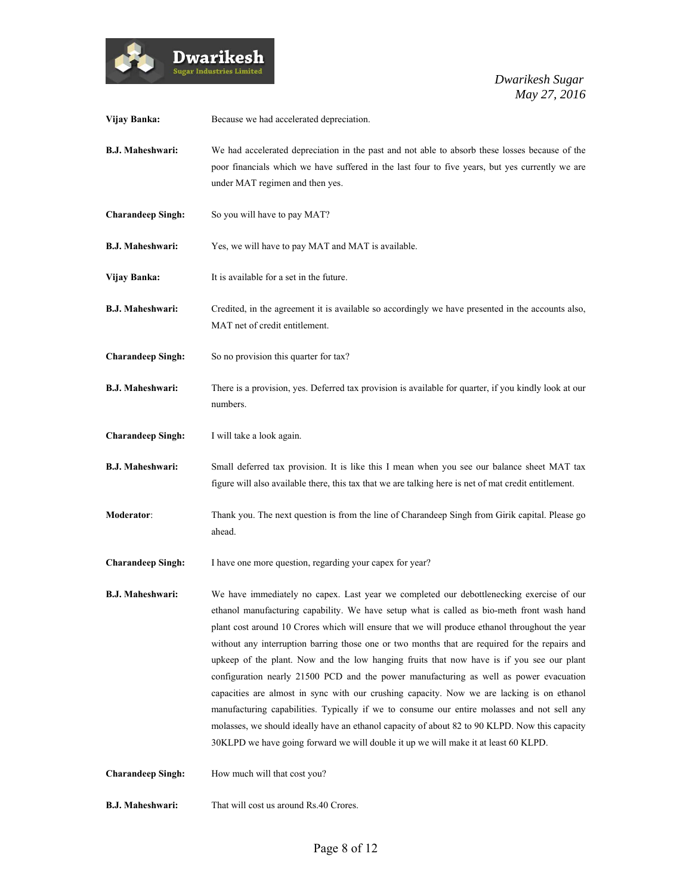**Vijay Banka:** Because we had accelerated depreciation.

**B.J. Maheshwari:** We had accelerated depreciation in the past and not able to absorb these losses because of the poor financials which we have suffered in the last four to five years, but yes currently we are under MAT regimen and then yes.

**Charandeep Singh:** So you will have to pay MAT?

**B.J. Maheshwari:** Yes, we will have to pay MAT and MAT is available.

**Vijay Banka:** It is available for a set in the future.

**B.J. Maheshwari:** Credited, in the agreement it is available so accordingly we have presented in the accounts also, MAT net of credit entitlement.

**Charandeep Singh:** So no provision this quarter for tax?

**B.J. Maheshwari:** There is a provision, yes. Deferred tax provision is available for quarter, if you kindly look at our numbers.

**Charandeep Singh:** I will take a look again.

**B.J. Maheshwari:** Small deferred tax provision. It is like this I mean when you see our balance sheet MAT tax figure will also available there, this tax that we are talking here is net of mat credit entitlement.

**Moderator**: Thank you. The next question is from the line of Charandeep Singh from Girik capital. Please go ahead.

**Charandeep Singh:** I have one more question, regarding your capex for year?

**B.J. Maheshwari:** We have immediately no capex. Last year we completed our debottlenecking exercise of our ethanol manufacturing capability. We have setup what is called as bio-meth front wash hand plant cost around 10 Crores which will ensure that we will produce ethanol throughout the year without any interruption barring those one or two months that are required for the repairs and upkeep of the plant. Now and the low hanging fruits that now have is if you see our plant configuration nearly 21500 PCD and the power manufacturing as well as power evacuation capacities are almost in sync with our crushing capacity. Now we are lacking is on ethanol manufacturing capabilities. Typically if we to consume our entire molasses and not sell any molasses, we should ideally have an ethanol capacity of about 82 to 90 KLPD. Now this capacity 30KLPD we have going forward we will double it up we will make it at least 60 KLPD.

**Charandeep Singh:** How much will that cost you?

**B.J. Maheshwari:** That will cost us around Rs.40 Crores.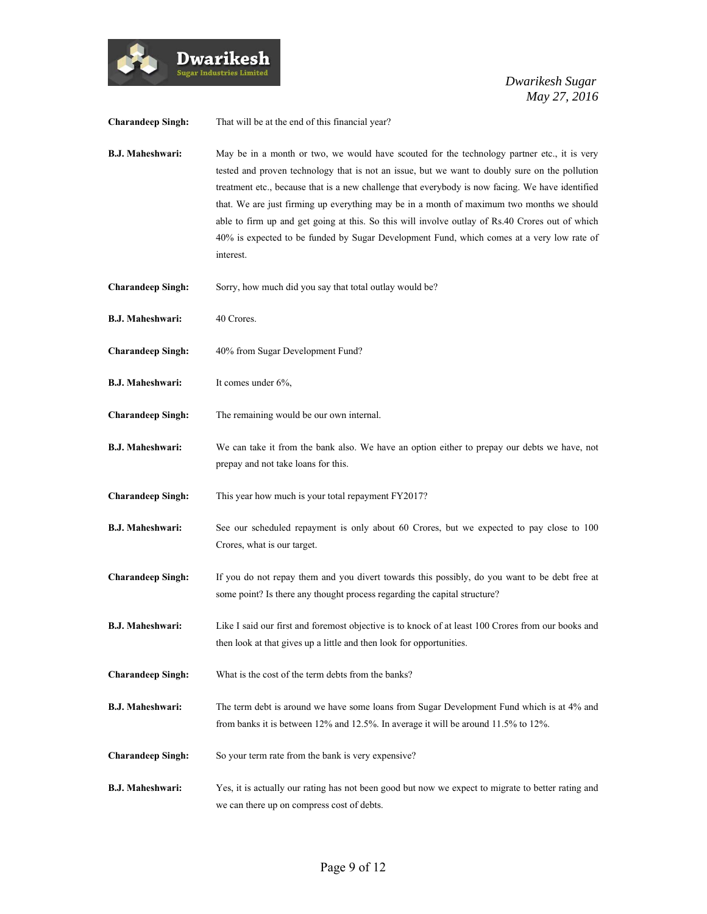**Charandeep Singh:** That will be at the end of this financial year?

**B.J. Maheshwari:** May be in a month or two, we would have scouted for the technology partner etc., it is very tested and proven technology that is not an issue, but we want to doubly sure on the pollution treatment etc., because that is a new challenge that everybody is now facing. We have identified that. We are just firming up everything may be in a month of maximum two months we should able to firm up and get going at this. So this will involve outlay of Rs.40 Crores out of which 40% is expected to be funded by Sugar Development Fund, which comes at a very low rate of interest.

**Charandeep Singh:** Sorry, how much did you say that total outlay would be?

**B.J. Maheshwari:** 40 Crores.

**Charandeep Singh:** 40% from Sugar Development Fund?

**B.J. Maheshwari:** It comes under 6%,

**Charandeep Singh:** The remaining would be our own internal.

**B.J. Maheshwari:** We can take it from the bank also. We have an option either to prepay our debts we have, not prepay and not take loans for this.

**Charandeep Singh:** This year how much is your total repayment FY2017?

**B.J. Maheshwari:** See our scheduled repayment is only about 60 Crores, but we expected to pay close to 100 Crores, what is our target.

**Charandeep Singh:** If you do not repay them and you divert towards this possibly, do you want to be debt free at some point? Is there any thought process regarding the capital structure?

**B.J. Maheshwari:** Like I said our first and foremost objective is to knock of at least 100 Crores from our books and then look at that gives up a little and then look for opportunities.

**Charandeep Singh:** What is the cost of the term debts from the banks?

**B.J. Maheshwari:** The term debt is around we have some loans from Sugar Development Fund which is at 4% and from banks it is between 12% and 12.5%. In average it will be around 11.5% to 12%.

**Charandeep Singh:** So your term rate from the bank is very expensive?

**B.J. Maheshwari:** Yes, it is actually our rating has not been good but now we expect to migrate to better rating and we can there up on compress cost of debts.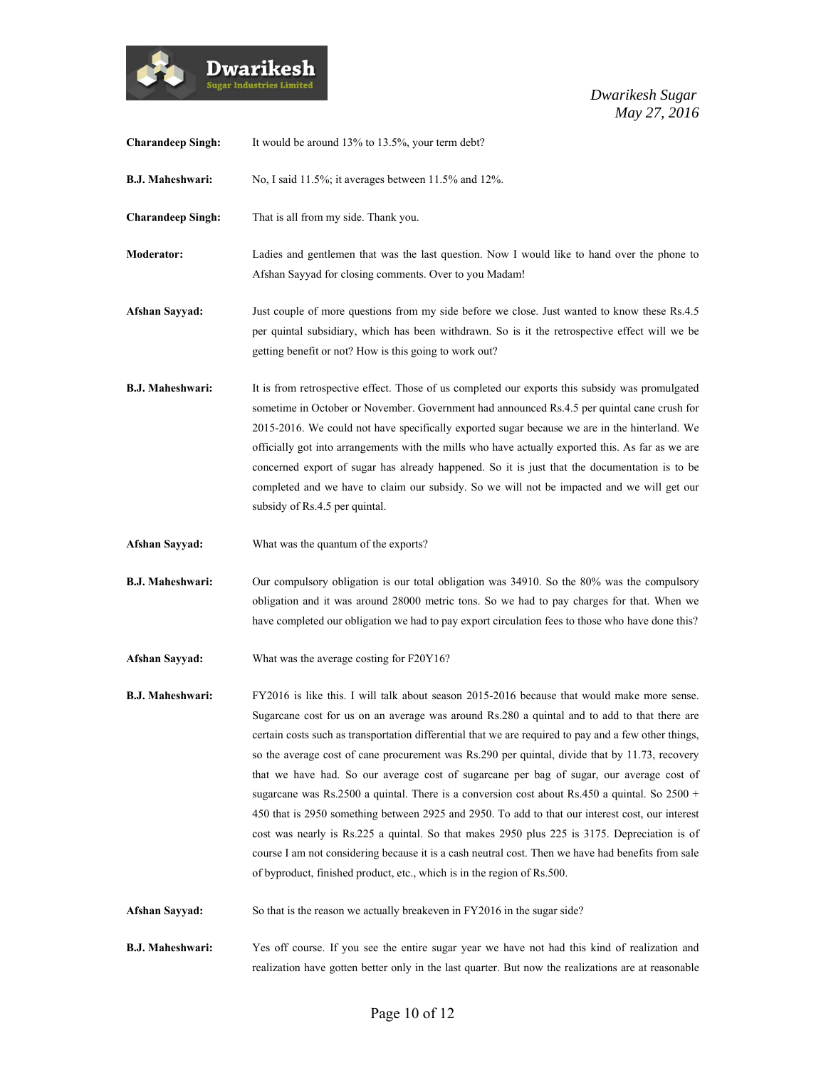**Charandeep Singh:** It would be around 13% to 13.5%, your term debt?

**B.J. Maheshwari:** No, I said 11.5%; it averages between 11.5% and 12%.

**Charandeep Singh:** That is all from my side. Thank you.

**Moderator:** Ladies and gentlemen that was the last question. Now I would like to hand over the phone to Afshan Sayyad for closing comments. Over to you Madam!

**Afshan Sayyad:** Just couple of more questions from my side before we close. Just wanted to know these Rs.4.5 per quintal subsidiary, which has been withdrawn. So is it the retrospective effect will we be getting benefit or not? How is this going to work out?

**B.J. Maheshwari:** It is from retrospective effect. Those of us completed our exports this subsidy was promulgated sometime in October or November. Government had announced Rs.4.5 per quintal cane crush for 2015-2016. We could not have specifically exported sugar because we are in the hinterland. We officially got into arrangements with the mills who have actually exported this. As far as we are concerned export of sugar has already happened. So it is just that the documentation is to be completed and we have to claim our subsidy. So we will not be impacted and we will get our subsidy of Rs.4.5 per quintal.

**Afshan Sayyad:** What was the quantum of the exports?

**B.J. Maheshwari:** Our compulsory obligation is our total obligation was 34910. So the 80% was the compulsory obligation and it was around 28000 metric tons. So we had to pay charges for that. When we have completed our obligation we had to pay export circulation fees to those who have done this?

**Afshan Sayyad:** What was the average costing for F20Y16?

**B.J. Maheshwari:** FY2016 is like this. I will talk about season 2015-2016 because that would make more sense. Sugarcane cost for us on an average was around Rs.280 a quintal and to add to that there are certain costs such as transportation differential that we are required to pay and a few other things, so the average cost of cane procurement was Rs.290 per quintal, divide that by 11.73, recovery that we have had. So our average cost of sugarcane per bag of sugar, our average cost of sugarcane was Rs.2500 a quintal. There is a conversion cost about Rs.450 a quintal. So 2500 + 450 that is 2950 something between 2925 and 2950. To add to that our interest cost, our interest cost was nearly is Rs.225 a quintal. So that makes 2950 plus 225 is 3175. Depreciation is of course I am not considering because it is a cash neutral cost. Then we have had benefits from sale of byproduct, finished product, etc., which is in the region of Rs.500.

**Afshan Sayyad:** So that is the reason we actually breakeven in FY2016 in the sugar side?

**B.J. Maheshwari:** Yes off course. If you see the entire sugar year we have not had this kind of realization and realization have gotten better only in the last quarter. But now the realizations are at reasonable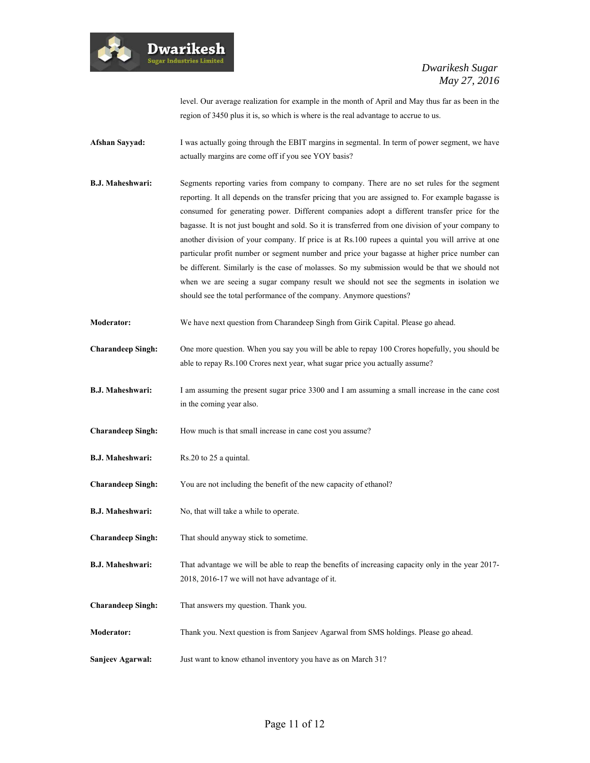level. Our average realization for example in the month of April and May thus far as been in the region of 3450 plus it is, so which is where is the real advantage to accrue to us.

**Afshan Sayyad:** I was actually going through the EBIT margins in segmental. In term of power segment, we have actually margins are come off if you see YOY basis?

**B.J. Maheshwari:** Segments reporting varies from company to company. There are no set rules for the segment reporting. It all depends on the transfer pricing that you are assigned to. For example bagasse is consumed for generating power. Different companies adopt a different transfer price for the bagasse. It is not just bought and sold. So it is transferred from one division of your company to another division of your company. If price is at Rs.100 rupees a quintal you will arrive at one particular profit number or segment number and price your bagasse at higher price number can be different. Similarly is the case of molasses. So my submission would be that we should not when we are seeing a sugar company result we should not see the segments in isolation we should see the total performance of the company. Anymore questions?

**Moderator:** We have next question from Charandeep Singh from Girik Capital. Please go ahead.

**Charandeep Singh:** One more question. When you say you will be able to repay 100 Crores hopefully, you should be able to repay Rs.100 Crores next year, what sugar price you actually assume?

**B.J. Maheshwari:** I am assuming the present sugar price 3300 and I am assuming a small increase in the cane cost in the coming year also.

**Charandeep Singh:** How much is that small increase in cane cost you assume?

**B.J. Maheshwari:** Rs.20 to 25 a quintal.

**Charandeep Singh:** You are not including the benefit of the new capacity of ethanol?

**B.J. Maheshwari:** No, that will take a while to operate.

**Charandeep Singh:** That should anyway stick to sometime.

**B.J. Maheshwari:** That advantage we will be able to reap the benefits of increasing capacity only in the year 2017-2018, 2016-17 we will not have advantage of it.

**Charandeep Singh:** That answers my question. Thank you.

**Moderator:** Thank you. Next question is from Sanjeev Agarwal from SMS holdings. Please go ahead.

**Sanjeev Agarwal:** Just want to know ethanol inventory you have as on March 31?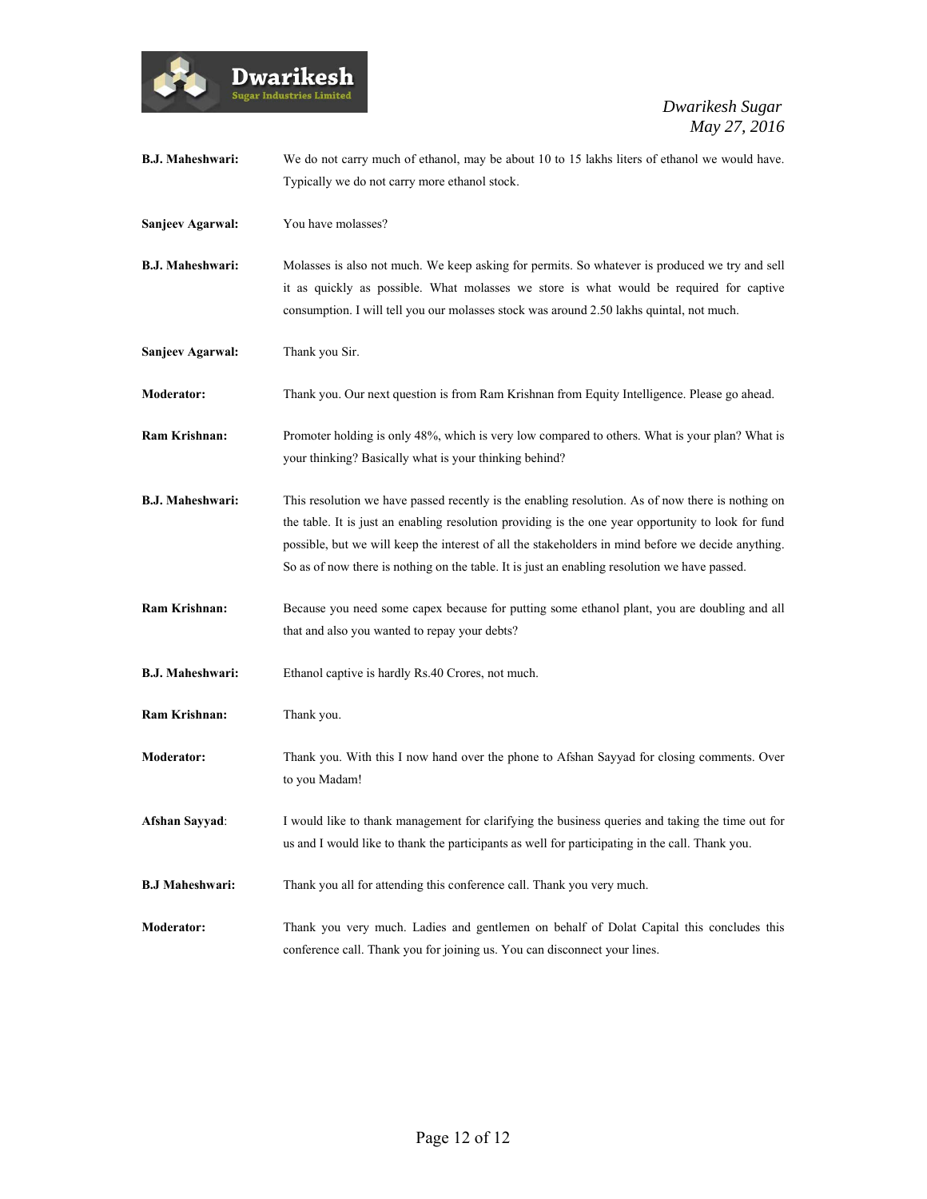**B.J. Maheshwari:** We do not carry much of ethanol, may be about 10 to 15 lakhs liters of ethanol we would have. Typically we do not carry more ethanol stock.

**Sanjeev Agarwal:** You have molasses?

**B.J. Maheshwari:** Molasses is also not much. We keep asking for permits. So whatever is produced we try and sell it as quickly as possible. What molasses we store is what would be required for captive consumption. I will tell you our molasses stock was around 2.50 lakhs quintal, not much.

**Sanjeev Agarwal:** Thank you Sir.

**Moderator:** Thank you. Our next question is from Ram Krishnan from Equity Intelligence. Please go ahead.

**Ram Krishnan:** Promoter holding is only 48%, which is very low compared to others. What is your plan? What is your thinking? Basically what is your thinking behind?

**B.J. Maheshwari:** This resolution we have passed recently is the enabling resolution. As of now there is nothing on the table. It is just an enabling resolution providing is the one year opportunity to look for fund possible, but we will keep the interest of all the stakeholders in mind before we decide anything. So as of now there is nothing on the table. It is just an enabling resolution we have passed.

**Ram Krishnan:** Because you need some capex because for putting some ethanol plant, you are doubling and all that and also you wanted to repay your debts?

**B.J. Maheshwari:** Ethanol captive is hardly Rs.40 Crores, not much.

**Ram Krishnan:** Thank you.

**Moderator:** Thank you. With this I now hand over the phone to Afshan Sayyad for closing comments. Over to you Madam!

**Afshan Sayyad**: I would like to thank management for clarifying the business queries and taking the time out for us and I would like to thank the participants as well for participating in the call. Thank you.

**B.J Maheshwari:** Thank you all for attending this conference call. Thank you very much.

**Moderator:** Thank you very much. Ladies and gentlemen on behalf of Dolat Capital this concludes this conference call. Thank you for joining us. You can disconnect your lines.